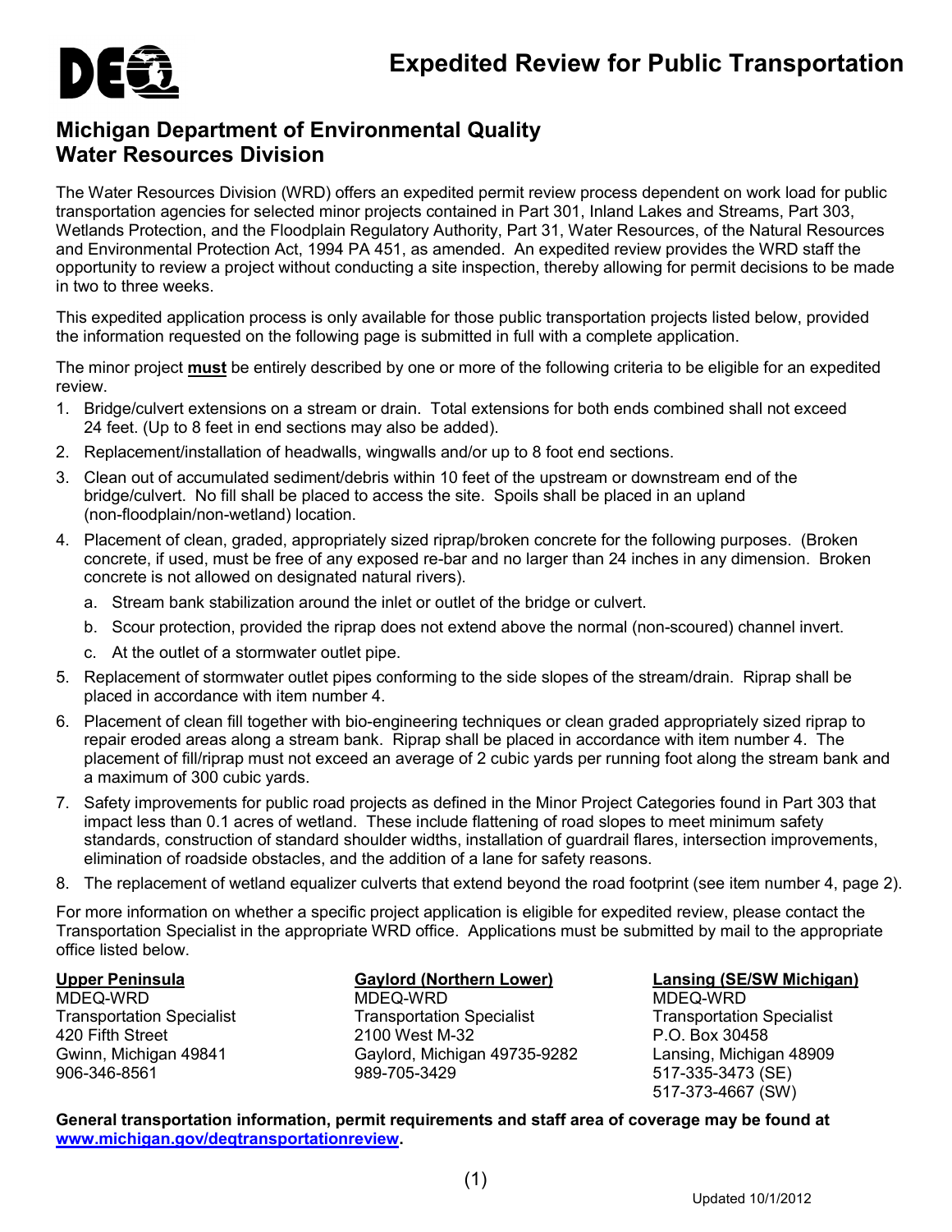# Expedited Review for Public Transportation

## Michigan Department of Environmental Quality
## Water Resources Division

The Water Resources Division (WRD) offers an expedited permit review process dependent on work load for public transportation agencies for selected minor projects contained in Part 301, Inland Lakes and Streams, Part 303, Wetlands Protection, and the Floodplain Regulatory Authority, Part 31, Water Resources, of the Natural Resources and Environmental Protection Act, 1994 PA 451, as amended. An expedited review provides the WRD staff the opportunity to review a project without conducting a site inspection, thereby allowing for permit decisions to be made in two to three weeks.

This expedited application process is only available for those public transportation projects listed below, provided the information requested on the following page is submitted in full with a complete application.

The minor project **must** be entirely described by one or more of the following criteria to be eligible for an expedited review.

1. Bridge/culvert extensions on a stream or drain. Total extensions for both ends combined shall not exceed 24 feet. (Up to 8 feet in end sections may also be added).
2. Replacement/installation of headwalls, wingwalls and/or up to 8 foot end sections.
3. Clean out of accumulated sediment/debris within 10 feet of the upstream or downstream end of the bridge/culvert. No fill shall be placed to access the site. Spoils shall be placed in an upland (non-floodplain/non-wetland) location.
4. Placement of clean, graded, appropriately sized riprap/broken concrete for the following purposes. (Broken concrete, if used, must be free of any exposed re-bar and no larger than 24 inches in any dimension. Broken concrete is not allowed on designated natural rivers).
   a. Stream bank stabilization around the inlet or outlet of the bridge or culvert.
   b. Scour protection, provided the riprap does not extend above the normal (non-scoured) channel invert.
   c. At the outlet of a stormwater outlet pipe.
5. Replacement of stormwater outlet pipes conforming to the side slopes of the stream/drain. Riprap shall be placed in accordance with item number 4.
6. Placement of clean fill together with bio-engineering techniques or clean graded appropriately sized riprap to repair eroded areas along a stream bank. Riprap shall be placed in accordance with item number 4. The placement of fill/riprap must not exceed an average of 2 cubic yards per running foot along the stream bank and a maximum of 300 cubic yards.
7. Safety improvements for public road projects as defined in the Minor Project Categories found in Part 303 that impact less than 0.1 acres of wetland. These include flattening of road slopes to meet minimum safety standards, construction of standard shoulder widths, installation of guardrail flares, intersection improvements, elimination of roadside obstacles, and the addition of a lane for safety reasons.
8. The replacement of wetland equalizer culverts that extend beyond the road footprint (see item number 4, page 2).

For more information on whether a specific project application is eligible for expedited review, please contact the Transportation Specialist in the appropriate WRD office. Applications must be submitted by mail to the appropriate office listed below.

**Upper Peninsula**
MDEQ-WRD
Transportation Specialist
420 Fifth Street
Gwinn, Michigan 49841
906-346-8561

**Gaylord (Northern Lower)**
MDEQ-WRD
Transportation Specialist
2100 West M-32
Gaylord, Michigan 49735-9282
989-705-3429

**Lansing (SE/SW Michigan)**
MDEQ-WRD
Transportation Specialist
P.O. Box 30458
Lansing, Michigan 48909
517-335-3473 (SE)
517-373-4667 (SW)

**General transportation information, permit requirements and staff area of coverage may be found at [www.michigan.gov/deqtransportationreview](www.michigan.gov/deqtransportationreview).**

Updated 10/1/2012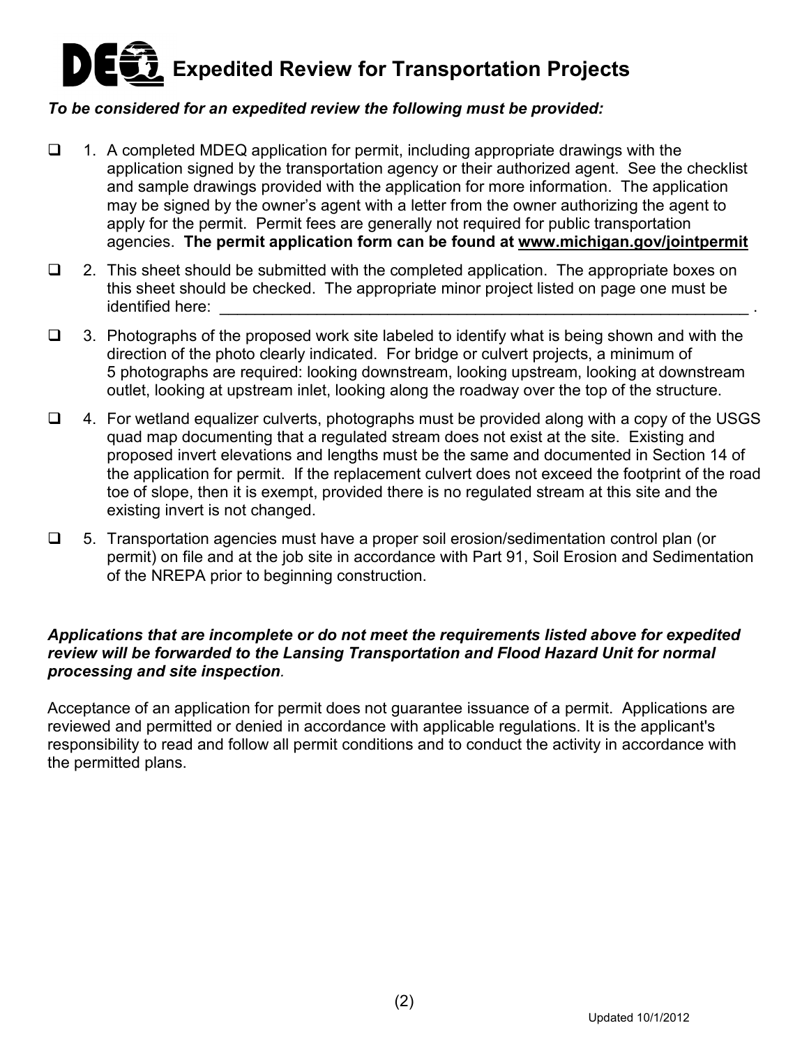# DEQ Expedited Review for Transportation Projects

***To be considered for an expedited review the following must be provided:***

- ☐ 1. A completed MDEQ application for permit, including appropriate drawings with the application signed by the transportation agency or their authorized agent. See the checklist and sample drawings provided with the application for more information. The application may be signed by the owner's agent with a letter from the owner authorizing the agent to apply for the permit. Permit fees are generally not required for public transportation agencies. **The permit application form can be found at www.michigan.gov/jointpermit**
- ☐ 2. This sheet should be submitted with the completed application. The appropriate boxes on this sheet should be checked. The appropriate minor project listed on page one must be identified here: ______________________________________________________________ .
- ☐ 3. Photographs of the proposed work site labeled to identify what is being shown and with the direction of the photo clearly indicated. For bridge or culvert projects, a minimum of 5 photographs are required: looking downstream, looking upstream, looking at downstream outlet, looking at upstream inlet, looking along the roadway over the top of the structure.
- ☐ 4. For wetland equalizer culverts, photographs must be provided along with a copy of the USGS quad map documenting that a regulated stream does not exist at the site. Existing and proposed invert elevations and lengths must be the same and documented in Section 14 of the application for permit. If the replacement culvert does not exceed the footprint of the road toe of slope, then it is exempt, provided there is no regulated stream at this site and the existing invert is not changed.
- ☐ 5. Transportation agencies must have a proper soil erosion/sedimentation control plan (or permit) on file and at the job site in accordance with Part 91, Soil Erosion and Sedimentation of the NREPA prior to beginning construction.

***Applications that are incomplete or do not meet the requirements listed above for expedited review will be forwarded to the Lansing Transportation and Flood Hazard Unit for normal processing and site inspection.***

Acceptance of an application for permit does not guarantee issuance of a permit. Applications are reviewed and permitted or denied in accordance with applicable regulations. It is the applicant's responsibility to read and follow all permit conditions and to conduct the activity in accordance with the permitted plans.

Updated 10/1/2012